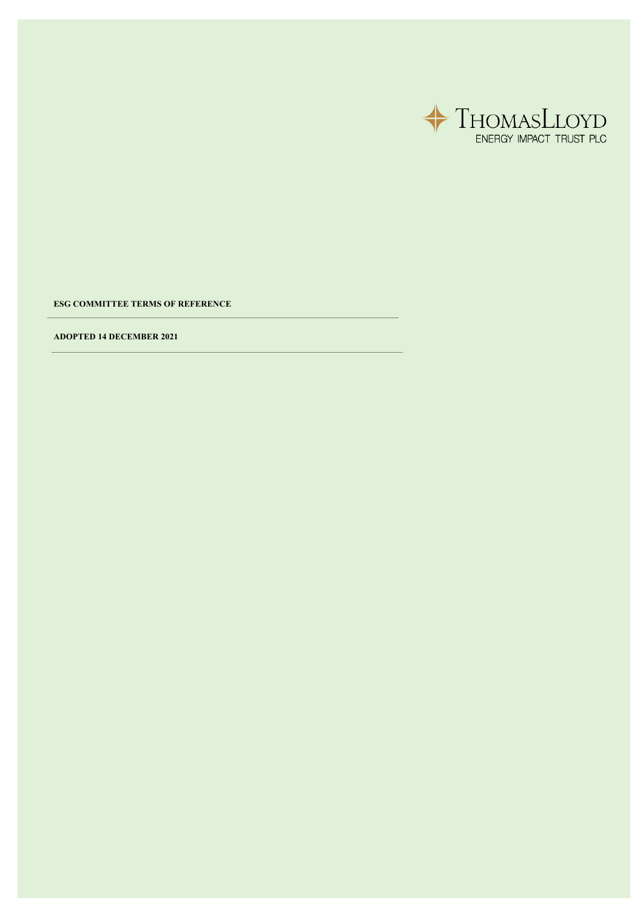THOMASLLOYD
ENERGY IMPACT TRUST PLC

**ESG COMMITTEE TERMS OF REFERENCE**

**ADOPTED 14 DECEMBER 2021**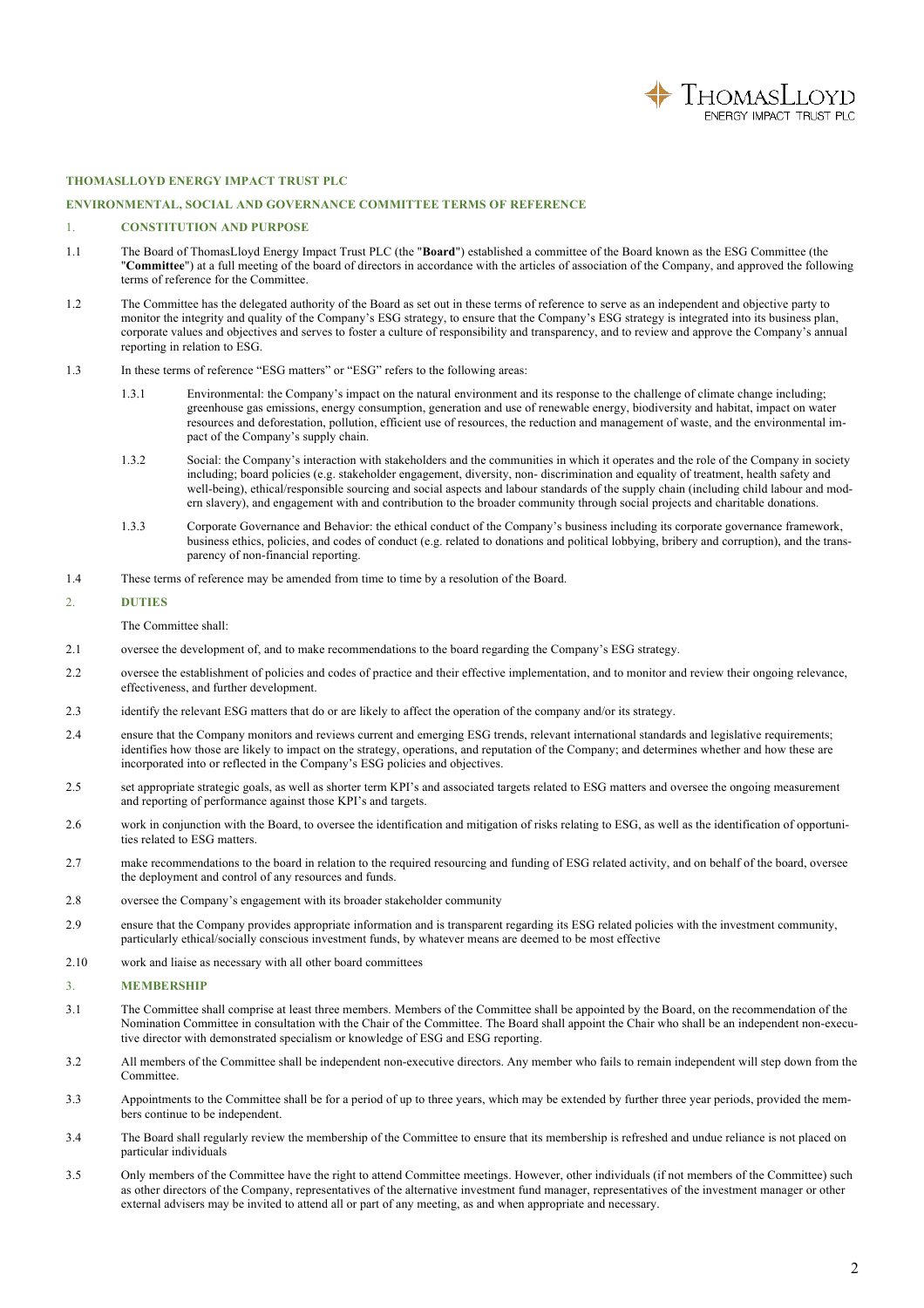**THOMASLLOYD ENERGY IMPACT TRUST PLC**

**ENVIRONMENTAL, SOCIAL AND GOVERNANCE COMMITTEE TERMS OF REFERENCE**

## 1. CONSTITUTION AND PURPOSE

1.1 The Board of ThomasLloyd Energy Impact Trust PLC (the "**Board**") established a committee of the Board known as the ESG Committee (the "**Committee**") at a full meeting of the board of directors in accordance with the articles of association of the Company, and approved the following terms of reference for the Committee.

1.2 The Committee has the delegated authority of the Board as set out in these terms of reference to serve as an independent and objective party to monitor the integrity and quality of the Company's ESG strategy, to ensure that the Company's ESG strategy is integrated into its business plan, corporate values and objectives and serves to foster a culture of responsibility and transparency, and to review and approve the Company's annual reporting in relation to ESG.

1.3 In these terms of reference "ESG matters" or "ESG" refers to the following areas:

1.3.1 Environmental: the Company's impact on the natural environment and its response to the challenge of climate change including; greenhouse gas emissions, energy consumption, generation and use of renewable energy, biodiversity and habitat, impact on water resources and deforestation, pollution, efficient use of resources, the reduction and management of waste, and the environmental impact of the Company's supply chain.

1.3.2 Social: the Company's interaction with stakeholders and the communities in which it operates and the role of the Company in society including; board policies (e.g. stakeholder engagement, diversity, non- discrimination and equality of treatment, health safety and well-being), ethical/responsible sourcing and social aspects and labour standards of the supply chain (including child labour and modern slavery), and engagement with and contribution to the broader community through social projects and charitable donations.

1.3.3 Corporate Governance and Behavior: the ethical conduct of the Company's business including its corporate governance framework, business ethics, policies, and codes of conduct (e.g. related to donations and political lobbying, bribery and corruption), and the transparency of non-financial reporting.

1.4 These terms of reference may be amended from time to time by a resolution of the Board.

## 2. DUTIES

The Committee shall:

2.1 oversee the development of, and to make recommendations to the board regarding the Company's ESG strategy.

2.2 oversee the establishment of policies and codes of practice and their effective implementation, and to monitor and review their ongoing relevance, effectiveness, and further development.

2.3 identify the relevant ESG matters that do or are likely to affect the operation of the company and/or its strategy.

2.4 ensure that the Company monitors and reviews current and emerging ESG trends, relevant international standards and legislative requirements; identifies how those are likely to impact on the strategy, operations, and reputation of the Company; and determines whether and how these are incorporated into or reflected in the Company's ESG policies and objectives.

2.5 set appropriate strategic goals, as well as shorter term KPI's and associated targets related to ESG matters and oversee the ongoing measurement and reporting of performance against those KPI's and targets.

2.6 work in conjunction with the Board, to oversee the identification and mitigation of risks relating to ESG, as well as the identification of opportunities related to ESG matters.

2.7 make recommendations to the board in relation to the required resourcing and funding of ESG related activity, and on behalf of the board, oversee the deployment and control of any resources and funds.

2.8 oversee the Company's engagement with its broader stakeholder community

2.9 ensure that the Company provides appropriate information and is transparent regarding its ESG related policies with the investment community, particularly ethical/socially conscious investment funds, by whatever means are deemed to be most effective

2.10 work and liaise as necessary with all other board committees

## 3. MEMBERSHIP

3.1 The Committee shall comprise at least three members. Members of the Committee shall be appointed by the Board, on the recommendation of the Nomination Committee in consultation with the Chair of the Committee. The Board shall appoint the Chair who shall be an independent non-executive director with demonstrated specialism or knowledge of ESG and ESG reporting.

3.2 All members of the Committee shall be independent non-executive directors. Any member who fails to remain independent will step down from the Committee.

3.3 Appointments to the Committee shall be for a period of up to three years, which may be extended by further three year periods, provided the members continue to be independent.

3.4 The Board shall regularly review the membership of the Committee to ensure that its membership is refreshed and undue reliance is not placed on particular individuals

3.5 Only members of the Committee have the right to attend Committee meetings. However, other individuals (if not members of the Committee) such as other directors of the Company, representatives of the alternative investment fund manager, representatives of the investment manager or other external advisers may be invited to attend all or part of any meeting, as and when appropriate and necessary.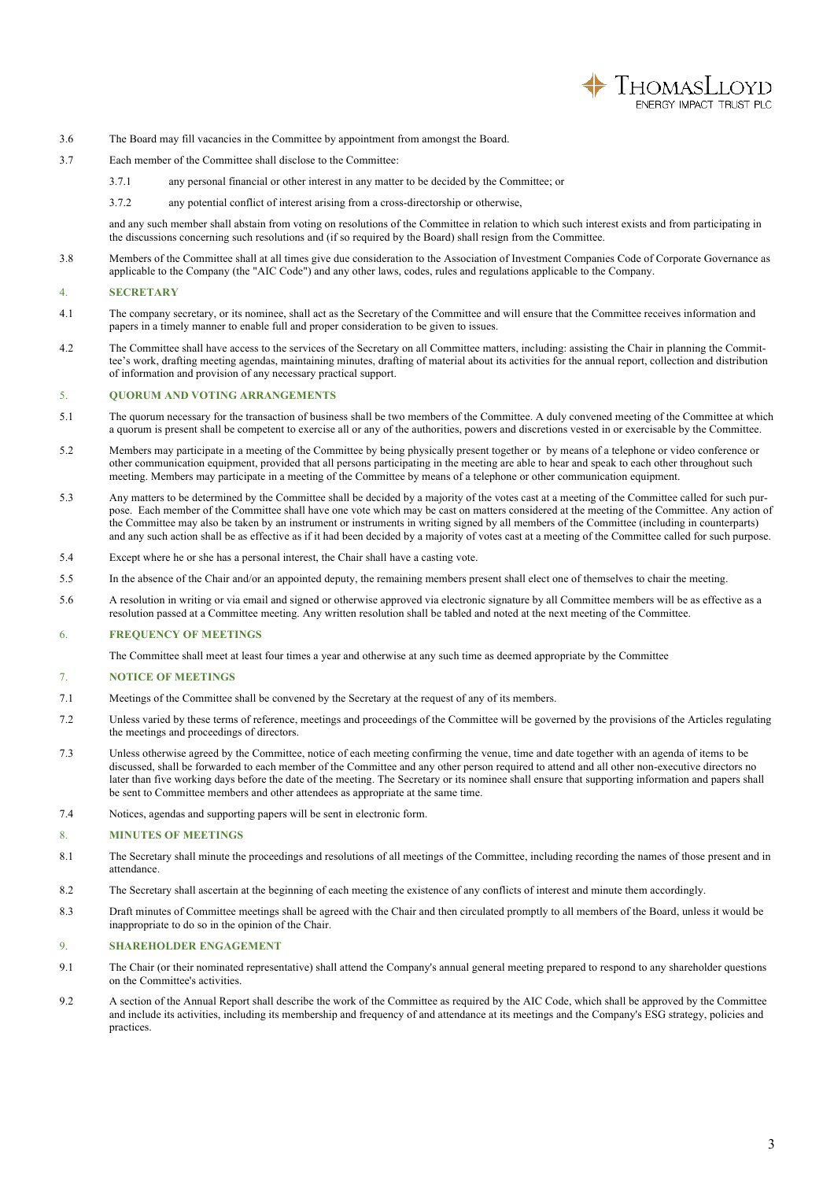3.6 The Board may fill vacancies in the Committee by appointment from amongst the Board.

3.7 Each member of the Committee shall disclose to the Committee:

3.7.1 any personal financial or other interest in any matter to be decided by the Committee; or

3.7.2 any potential conflict of interest arising from a cross-directorship or otherwise,

and any such member shall abstain from voting on resolutions of the Committee in relation to which such interest exists and from participating in the discussions concerning such resolutions and (if so required by the Board) shall resign from the Committee.

3.8 Members of the Committee shall at all times give due consideration to the Association of Investment Companies Code of Corporate Governance as applicable to the Company (the "AIC Code") and any other laws, codes, rules and regulations applicable to the Company.

## 4. SECRETARY

4.1 The company secretary, or its nominee, shall act as the Secretary of the Committee and will ensure that the Committee receives information and papers in a timely manner to enable full and proper consideration to be given to issues.

4.2 The Committee shall have access to the services of the Secretary on all Committee matters, including: assisting the Chair in planning the Committee's work, drafting meeting agendas, maintaining minutes, drafting of material about its activities for the annual report, collection and distribution of information and provision of any necessary practical support.

## 5. QUORUM AND VOTING ARRANGEMENTS

5.1 The quorum necessary for the transaction of business shall be two members of the Committee. A duly convened meeting of the Committee at which a quorum is present shall be competent to exercise all or any of the authorities, powers and discretions vested in or exercisable by the Committee.

5.2 Members may participate in a meeting of the Committee by being physically present together or by means of a telephone or video conference or other communication equipment, provided that all persons participating in the meeting are able to hear and speak to each other throughout such meeting. Members may participate in a meeting of the Committee by means of a telephone or other communication equipment.

5.3 Any matters to be determined by the Committee shall be decided by a majority of the votes cast at a meeting of the Committee called for such purpose. Each member of the Committee shall have one vote which may be cast on matters considered at the meeting of the Committee. Any action of the Committee may also be taken by an instrument or instruments in writing signed by all members of the Committee (including in counterparts) and any such action shall be as effective as if it had been decided by a majority of votes cast at a meeting of the Committee called for such purpose.

5.4 Except where he or she has a personal interest, the Chair shall have a casting vote.

5.5 In the absence of the Chair and/or an appointed deputy, the remaining members present shall elect one of themselves to chair the meeting.

5.6 A resolution in writing or via email and signed or otherwise approved via electronic signature by all Committee members will be as effective as a resolution passed at a Committee meeting. Any written resolution shall be tabled and noted at the next meeting of the Committee.

## 6. FREQUENCY OF MEETINGS

The Committee shall meet at least four times a year and otherwise at any such time as deemed appropriate by the Committee

## 7. NOTICE OF MEETINGS

7.1 Meetings of the Committee shall be convened by the Secretary at the request of any of its members.

7.2 Unless varied by these terms of reference, meetings and proceedings of the Committee will be governed by the provisions of the Articles regulating the meetings and proceedings of directors.

7.3 Unless otherwise agreed by the Committee, notice of each meeting confirming the venue, time and date together with an agenda of items to be discussed, shall be forwarded to each member of the Committee and any other person required to attend and all other non-executive directors no later than five working days before the date of the meeting. The Secretary or its nominee shall ensure that supporting information and papers shall be sent to Committee members and other attendees as appropriate at the same time.

7.4 Notices, agendas and supporting papers will be sent in electronic form.

## 8. MINUTES OF MEETINGS

8.1 The Secretary shall minute the proceedings and resolutions of all meetings of the Committee, including recording the names of those present and in attendance.

8.2 The Secretary shall ascertain at the beginning of each meeting the existence of any conflicts of interest and minute them accordingly.

8.3 Draft minutes of Committee meetings shall be agreed with the Chair and then circulated promptly to all members of the Board, unless it would be inappropriate to do so in the opinion of the Chair.

## 9. SHAREHOLDER ENGAGEMENT

9.1 The Chair (or their nominated representative) shall attend the Company's annual general meeting prepared to respond to any shareholder questions on the Committee's activities.

9.2 A section of the Annual Report shall describe the work of the Committee as required by the AIC Code, which shall be approved by the Committee and include its activities, including its membership and frequency of and attendance at its meetings and the Company's ESG strategy, policies and practices.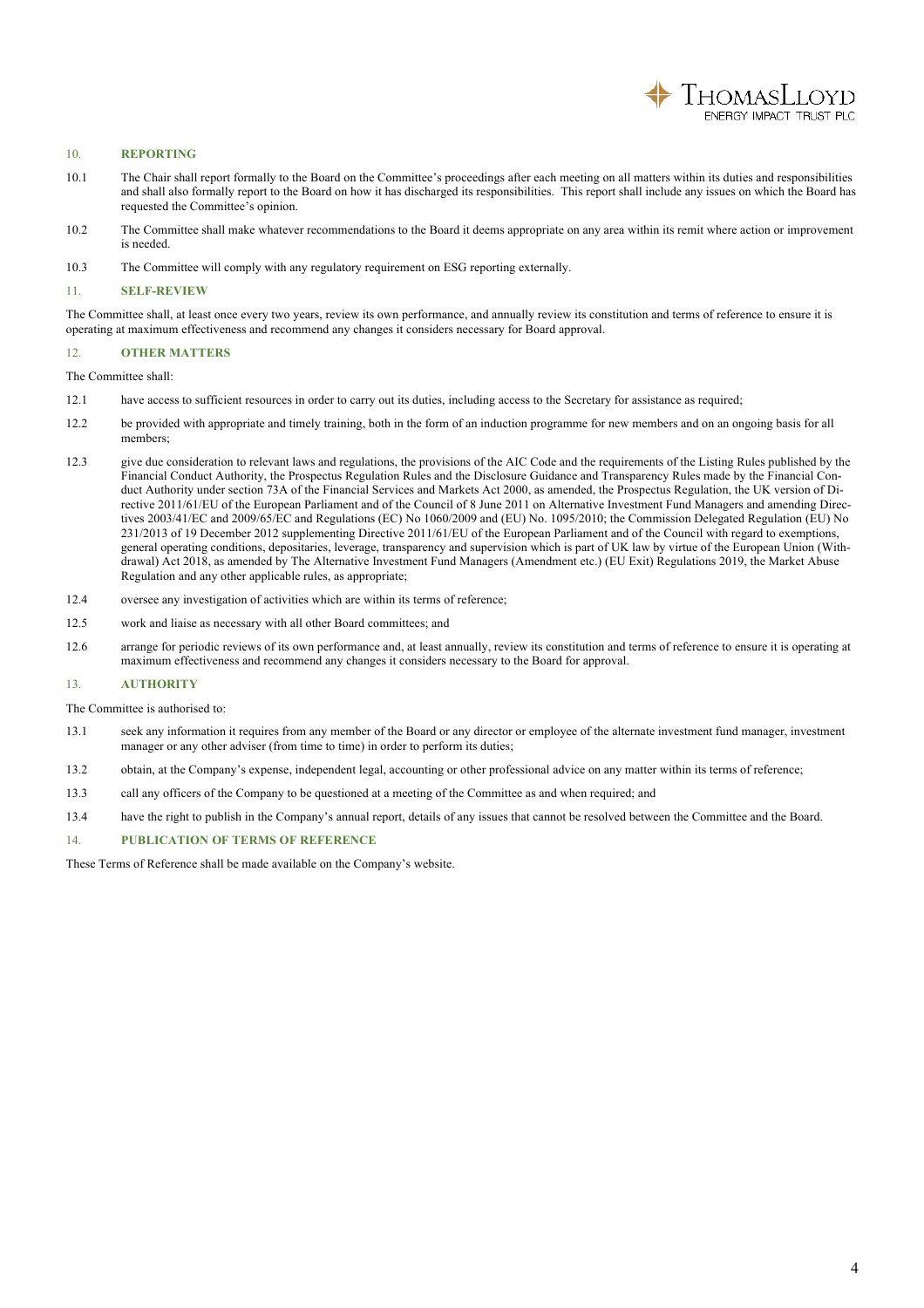## 10. REPORTING

10.1 The Chair shall report formally to the Board on the Committee's proceedings after each meeting on all matters within its duties and responsibilities and shall also formally report to the Board on how it has discharged its responsibilities. This report shall include any issues on which the Board has requested the Committee's opinion.

10.2 The Committee shall make whatever recommendations to the Board it deems appropriate on any area within its remit where action or improvement is needed.

10.3 The Committee will comply with any regulatory requirement on ESG reporting externally.

## 11. SELF-REVIEW

The Committee shall, at least once every two years, review its own performance, and annually review its constitution and terms of reference to ensure it is operating at maximum effectiveness and recommend any changes it considers necessary for Board approval.

## 12. OTHER MATTERS

The Committee shall:

12.1 have access to sufficient resources in order to carry out its duties, including access to the Secretary for assistance as required;

12.2 be provided with appropriate and timely training, both in the form of an induction programme for new members and on an ongoing basis for all members;

12.3 give due consideration to relevant laws and regulations, the provisions of the AIC Code and the requirements of the Listing Rules published by the Financial Conduct Authority, the Prospectus Regulation Rules and the Disclosure Guidance and Transparency Rules made by the Financial Conduct Authority under section 73A of the Financial Services and Markets Act 2000, as amended, the Prospectus Regulation, the UK version of Directive 2011/61/EU of the European Parliament and of the Council of 8 June 2011 on Alternative Investment Fund Managers and amending Directives 2003/41/EC and 2009/65/EC and Regulations (EC) No 1060/2009 and (EU) No. 1095/2010; the Commission Delegated Regulation (EU) No 231/2013 of 19 December 2012 supplementing Directive 2011/61/EU of the European Parliament and of the Council with regard to exemptions, general operating conditions, depositaries, leverage, transparency and supervision which is part of UK law by virtue of the European Union (Withdrawal) Act 2018, as amended by The Alternative Investment Fund Managers (Amendment etc.) (EU Exit) Regulations 2019, the Market Abuse Regulation and any other applicable rules, as appropriate;

12.4 oversee any investigation of activities which are within its terms of reference;

12.5 work and liaise as necessary with all other Board committees; and

12.6 arrange for periodic reviews of its own performance and, at least annually, review its constitution and terms of reference to ensure it is operating at maximum effectiveness and recommend any changes it considers necessary to the Board for approval.

## 13. AUTHORITY

The Committee is authorised to:

13.1 seek any information it requires from any member of the Board or any director or employee of the alternate investment fund manager, investment manager or any other adviser (from time to time) in order to perform its duties;

13.2 obtain, at the Company's expense, independent legal, accounting or other professional advice on any matter within its terms of reference;

13.3 call any officers of the Company to be questioned at a meeting of the Committee as and when required; and

13.4 have the right to publish in the Company's annual report, details of any issues that cannot be resolved between the Committee and the Board.

## 14. PUBLICATION OF TERMS OF REFERENCE

These Terms of Reference shall be made available on the Company's website.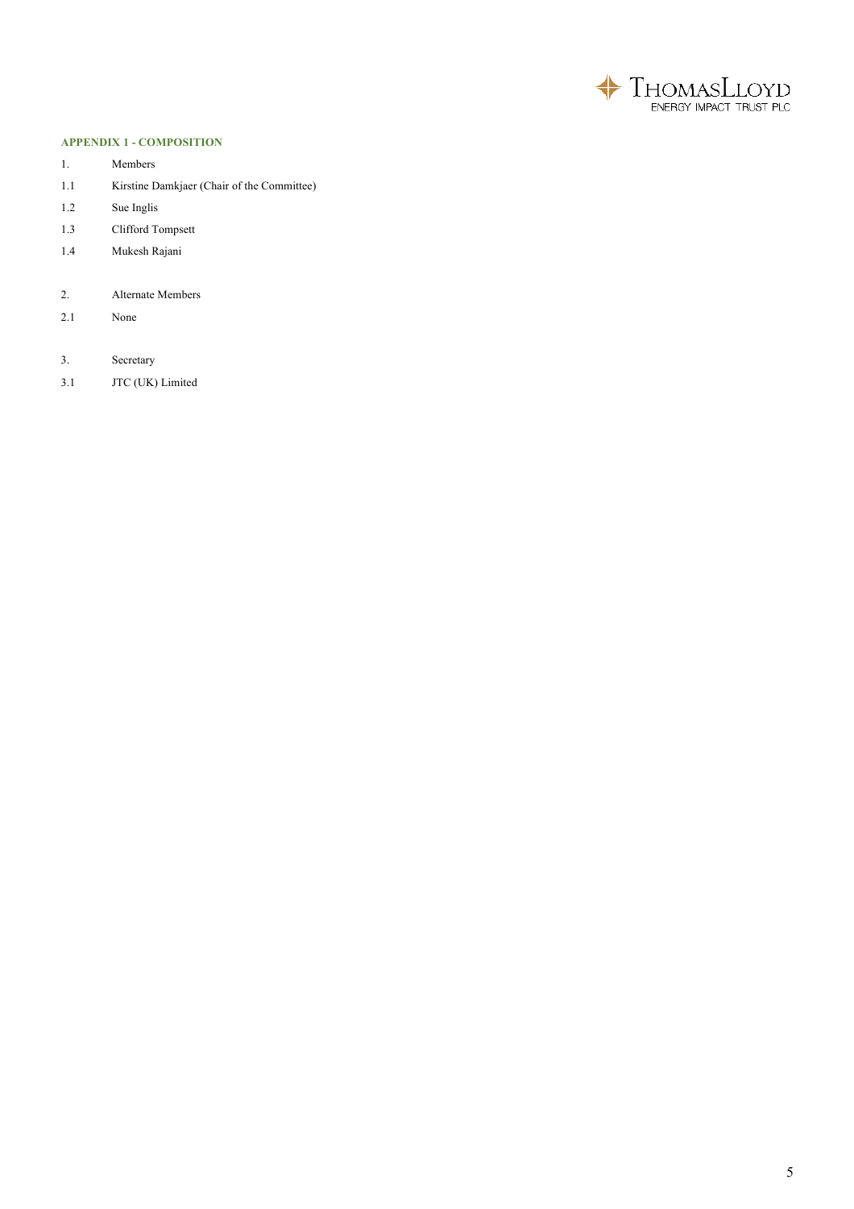## APPENDIX 1 - COMPOSITION

1. Members

1.1 Kirstine Damkjaer (Chair of the Committee)

1.2 Sue Inglis

1.3 Clifford Tompsett

1.4 Mukesh Rajani

2. Alternate Members

2.1 None

3. Secretary

3.1 JTC (UK) Limited